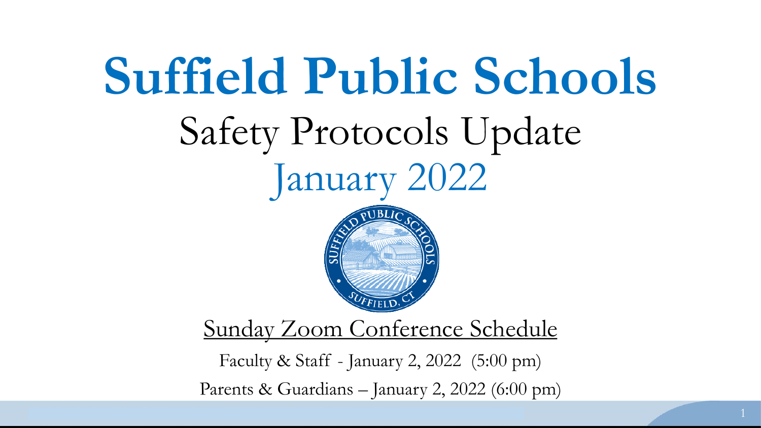# Suffield Public Schools

## Safety Protocols Update

## January 2022

<u>Sunday Zoom Conference Schedule</u>

Faculty & Staff - January 2, 2022 (5:00 pm)

Parents & Guardians – January 2, 2022 (6:00 pm)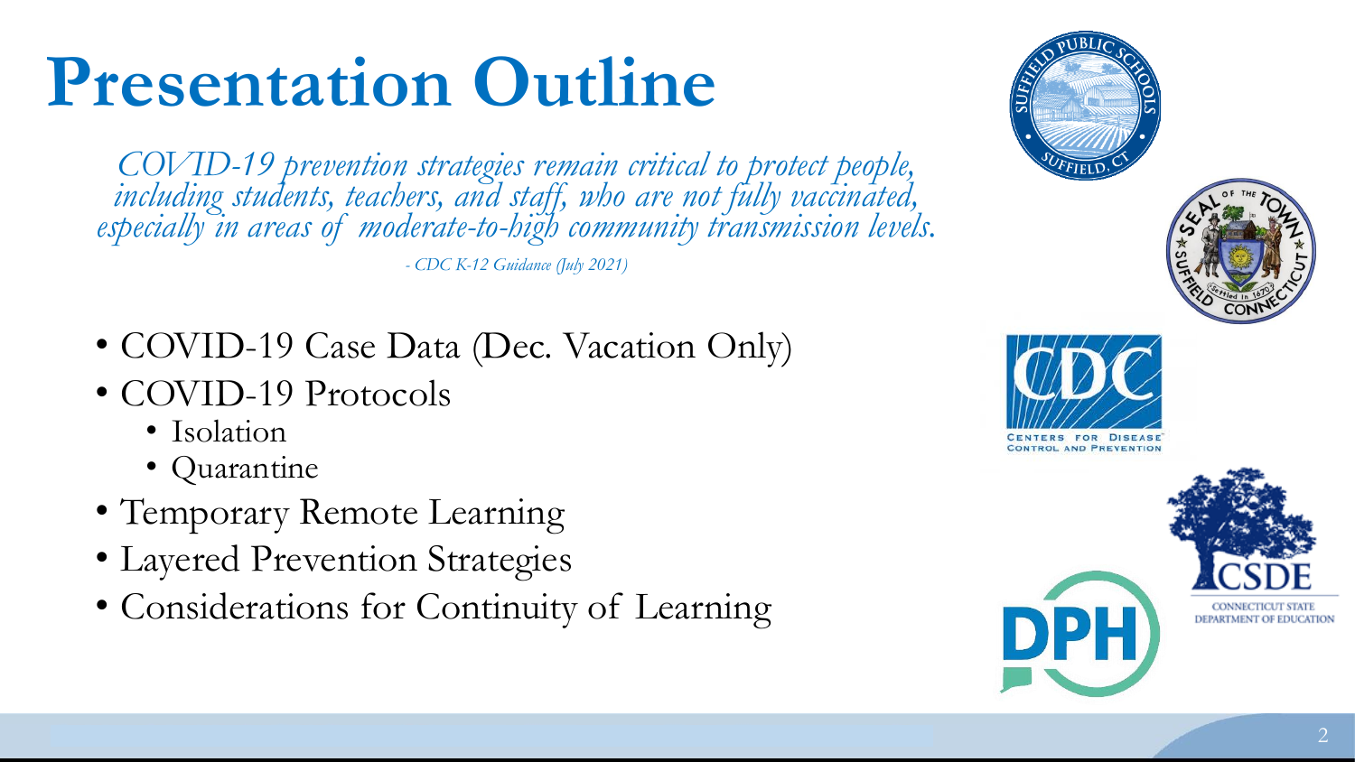# Presentation Outline

*COVID-19 prevention strategies remain critical to protect people, including students, teachers, and staff, who are not fully vaccinated, especially in areas of moderate-to-high community transmission levels.*

*- CDC K-12 Guidance (July 2021)*

- COVID-19 Case Data (Dec. Vacation Only)
- COVID-19 Protocols
  - Isolation
  - Quarantine
- Temporary Remote Learning
- Layered Prevention Strategies
- Considerations for Continuity of Learning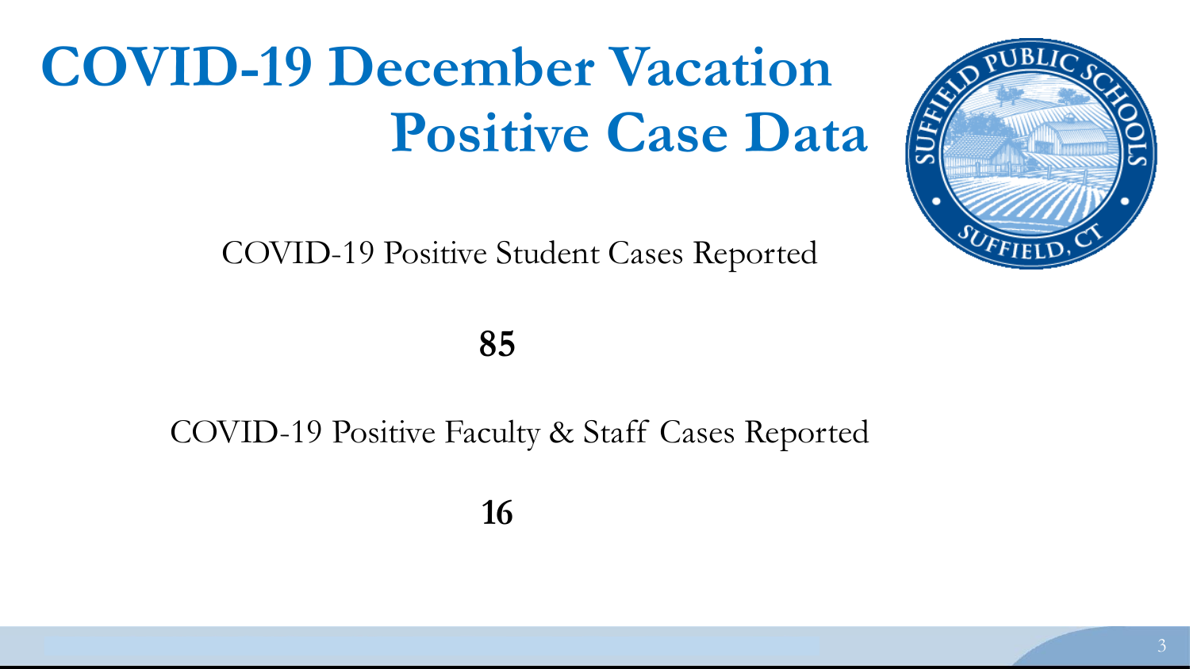# COVID-19 December Vacation Positive Case Data

COVID-19 Positive Student Cases Reported

**85**

COVID-19 Positive Faculty & Staff Cases Reported

**16**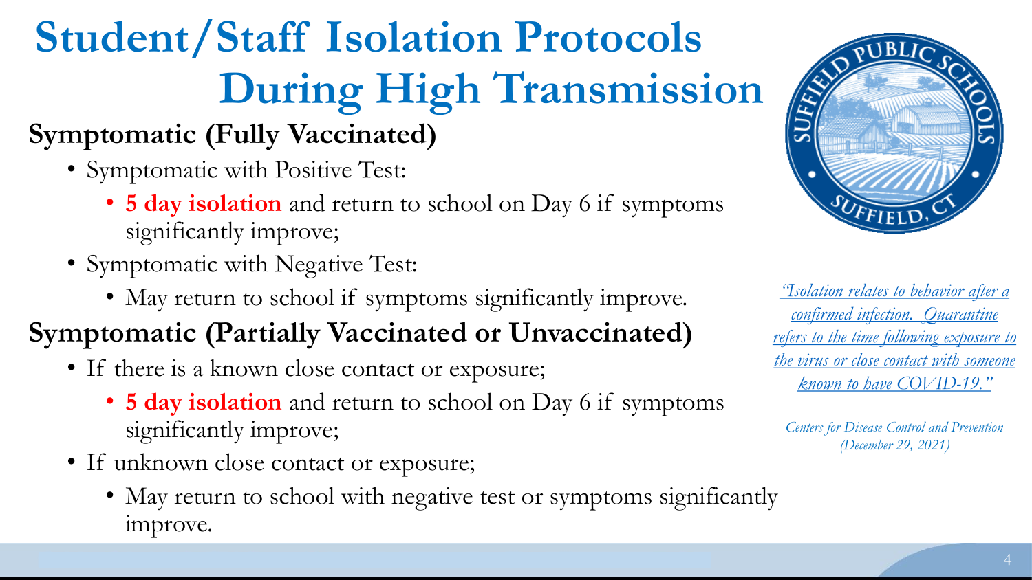# Student/Staff Isolation Protocols During High Transmission

## Symptomatic (Fully Vaccinated)

- Symptomatic with Positive Test:
  - **5 day isolation** and return to school on Day 6 if symptoms significantly improve;
- Symptomatic with Negative Test:
  - May return to school if symptoms significantly improve.

## Symptomatic (Partially Vaccinated or Unvaccinated)

- If there is a known close contact or exposure;
  - **5 day isolation** and return to school on Day 6 if symptoms significantly improve;
- If unknown close contact or exposure;
  - May return to school with negative test or symptoms significantly improve.

*"Isolation relates to behavior after a confirmed infection. Quarantine refers to the time following exposure to the virus or close contact with someone known to have COVID-19."*

*Centers for Disease Control and Prevention (December 29, 2021)*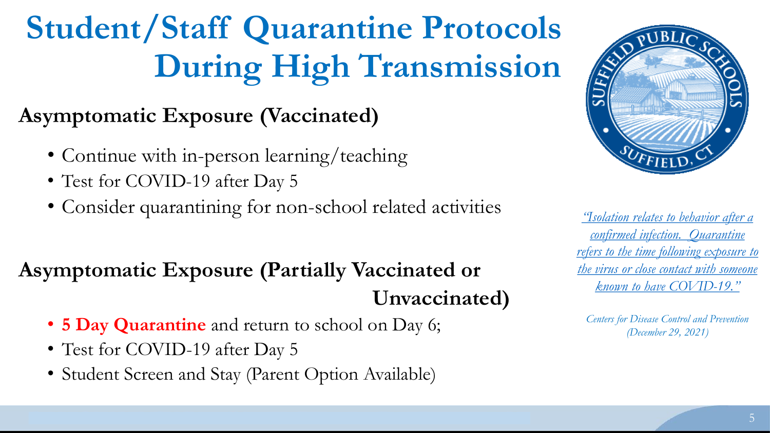# Student/Staff Quarantine Protocols During High Transmission

## Asymptomatic Exposure (Vaccinated)

- Continue with in-person learning/teaching
- Test for COVID-19 after Day 5
- Consider quarantining for non-school related activities

## Asymptomatic Exposure (Partially Vaccinated or Unvaccinated)

- **5 Day Quarantine** and return to school on Day 6;
- Test for COVID-19 after Day 5
- Student Screen and Stay (Parent Option Available)

*"Isolation relates to behavior after a confirmed infection. Quarantine refers to the time following exposure to the virus or close contact with someone known to have COVID-19."*

*Centers for Disease Control and Prevention (December 29, 2021)*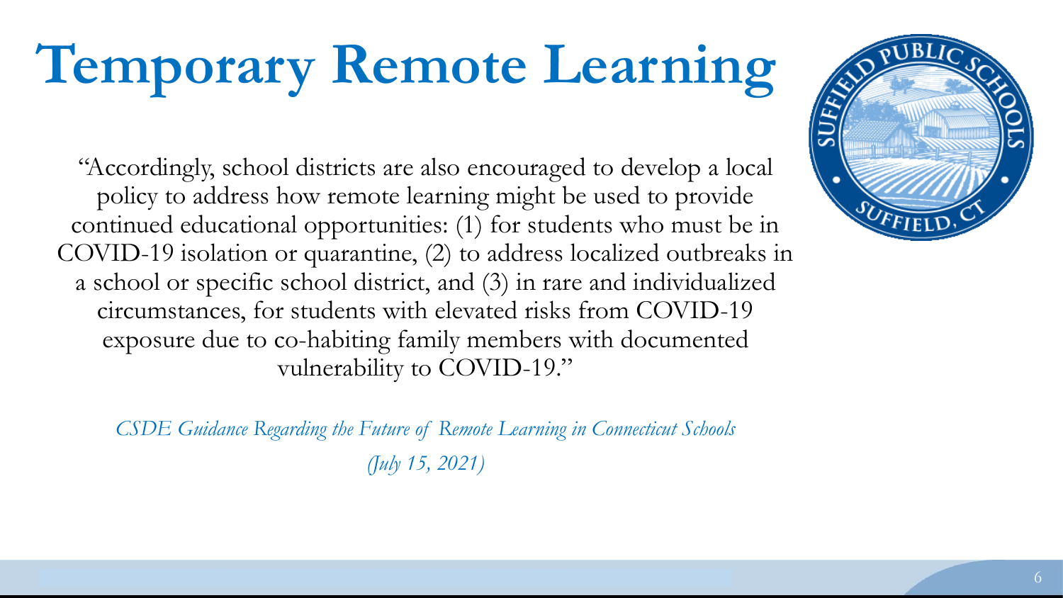# Temporary Remote Learning

"Accordingly, school districts are also encouraged to develop a local policy to address how remote learning might be used to provide continued educational opportunities: (1) for students who must be in COVID-19 isolation or quarantine, (2) to address localized outbreaks in a school or specific school district, and (3) in rare and individualized circumstances, for students with elevated risks from COVID-19 exposure due to co-habiting family members with documented vulnerability to COVID-19."

*CSDE Guidance Regarding the Future of Remote Learning in Connecticut Schools (July 15, 2021)*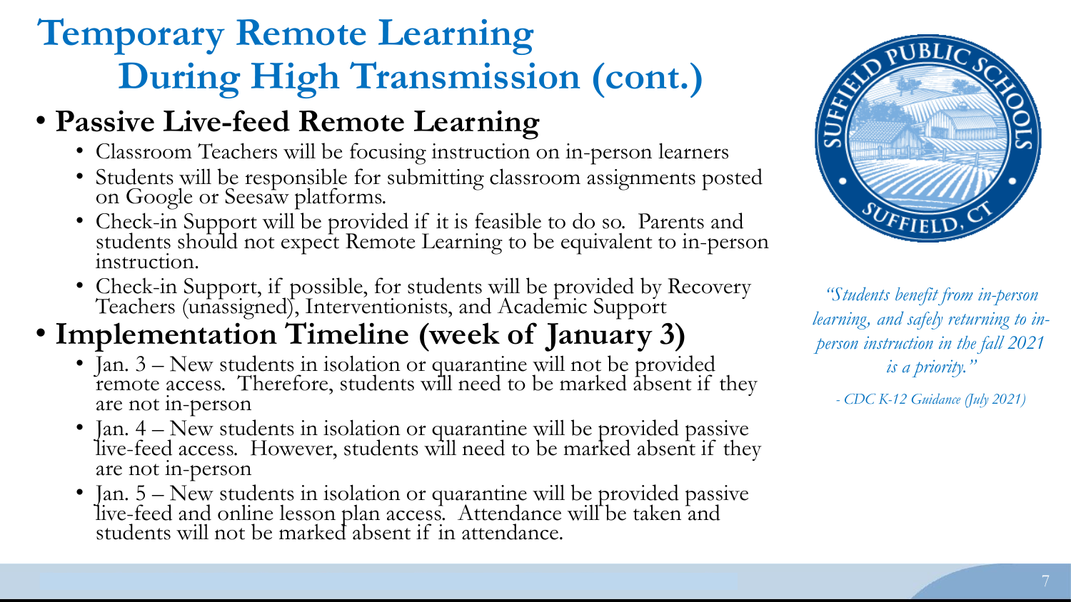# Temporary Remote Learning During High Transmission (cont.)

- **Passive Live-feed Remote Learning**
  - Classroom Teachers will be focusing instruction on in-person learners
  - Students will be responsible for submitting classroom assignments posted on Google or Seesaw platforms.
  - Check-in Support will be provided if it is feasible to do so. Parents and students should not expect Remote Learning to be equivalent to in-person instruction.
  - Check-in Support, if possible, for students will be provided by Recovery Teachers (unassigned), Interventionists, and Academic Support
- **Implementation Timeline (week of January 3)**
  - Jan. 3 – New students in isolation or quarantine will not be provided remote access. Therefore, students will need to be marked absent if they are not in-person
  - Jan. 4 – New students in isolation or quarantine will be provided passive live-feed access. However, students will need to be marked absent if they are not in-person
  - Jan. 5 – New students in isolation or quarantine will be provided passive live-feed and online lesson plan access. Attendance will be taken and students will not be marked absent if in attendance.

SUFFIELD PUBLIC SCHOOLS
SUFFIELD, CT

*"Students benefit from in-person learning, and safely returning to in-person instruction in the fall 2021 is a priority."*

*- CDC K-12 Guidance (July 2021)*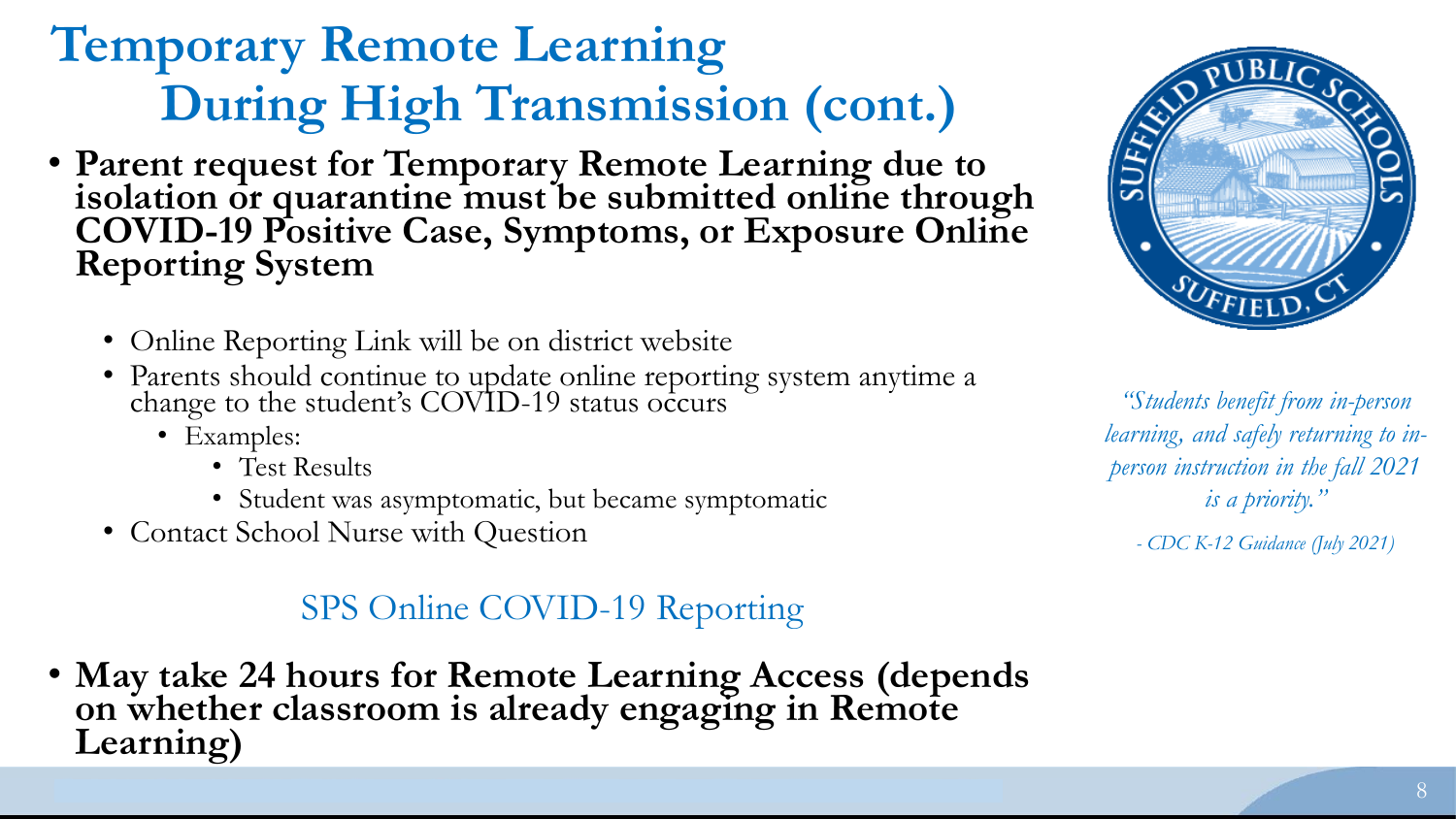# Temporary Remote Learning During High Transmission (cont.)

- **Parent request for Temporary Remote Learning due to isolation or quarantine must be submitted online through COVID-19 Positive Case, Symptoms, or Exposure Online Reporting System**
  - Online Reporting Link will be on district website
  - Parents should continue to update online reporting system anytime a change to the student's COVID-19 status occurs
    - Examples:
      - Test Results
      - Student was asymptomatic, but became symptomatic
  - Contact School Nurse with Question

SPS Online COVID-19 Reporting

- **May take 24 hours for Remote Learning Access (depends on whether classroom is already engaging in Remote Learning)**

*"Students benefit from in-person learning, and safely returning to in-person instruction in the fall 2021 is a priority."*

*- CDC K-12 Guidance (July 2021)*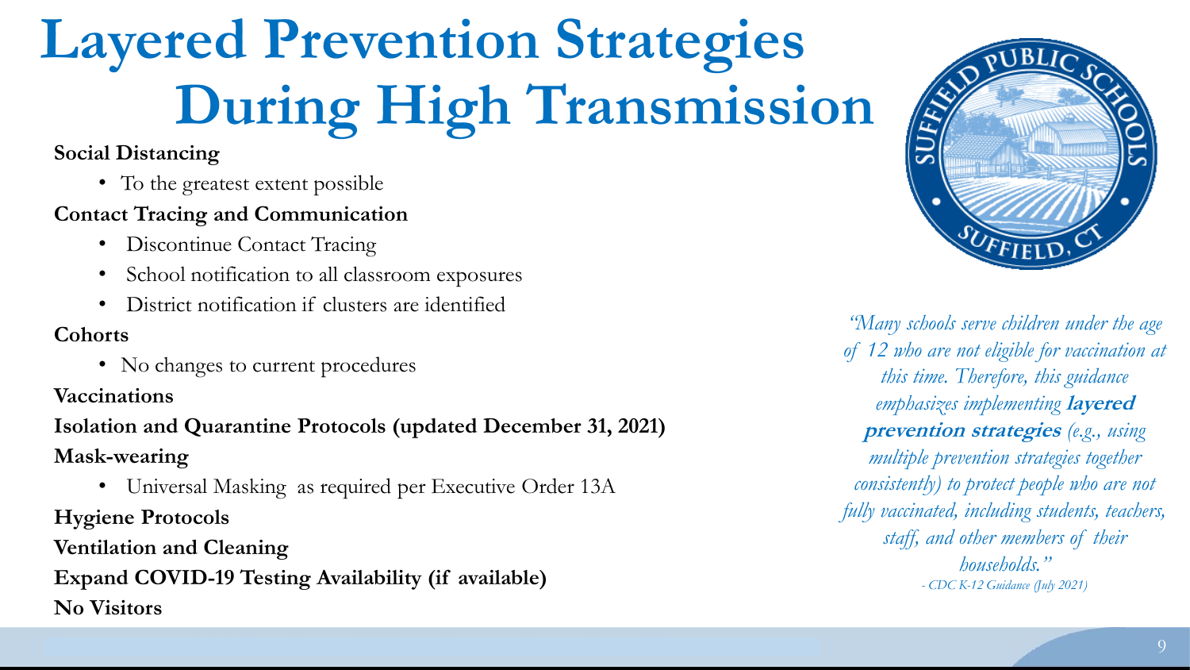# Layered Prevention Strategies During High Transmission

**Social Distancing**

- To the greatest extent possible

**Contact Tracing and Communication**

- Discontinue Contact Tracing
- School notification to all classroom exposures
- District notification if clusters are identified

**Cohorts**

- No changes to current procedures

**Vaccinations**

**Isolation and Quarantine Protocols (updated December 31, 2021)**

**Mask-wearing**

- Universal Masking as required per Executive Order 13A

**Hygiene Protocols**

**Ventilation and Cleaning**

**Expand COVID-19 Testing Availability (if available)**

**No Visitors**

*"Many schools serve children under the age of 12 who are not eligible for vaccination at this time. Therefore, this guidance emphasizes implementing* ***layered prevention strategies*** *(e.g., using multiple prevention strategies together consistently) to protect people who are not fully vaccinated, including students, teachers, staff, and other members of their households."*

*- CDC K-12 Guidance (July 2021)*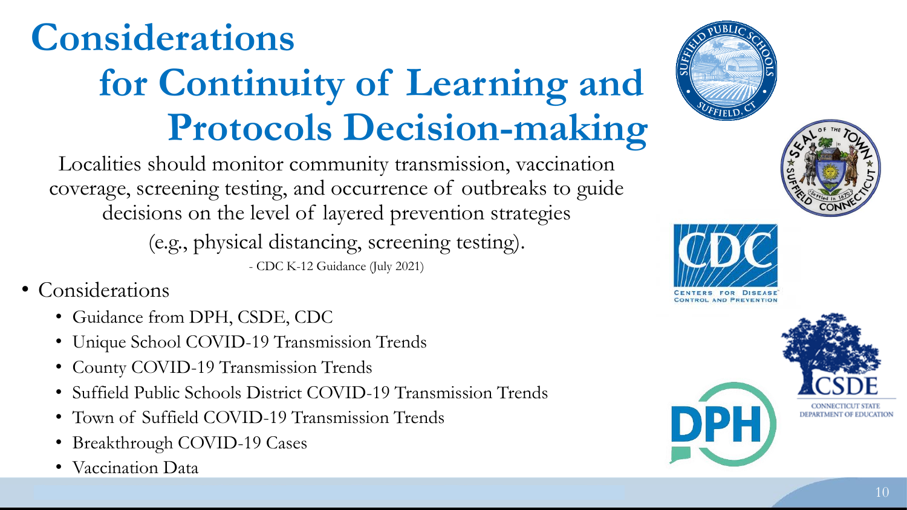# Considerations for Continuity of Learning and Protocols Decision-making

Localities should monitor community transmission, vaccination coverage, screening testing, and occurrence of outbreaks to guide decisions on the level of layered prevention strategies (e.g., physical distancing, screening testing).

- CDC K-12 Guidance (July 2021)

- Considerations
  - Guidance from DPH, CSDE, CDC
  - Unique School COVID-19 Transmission Trends
  - County COVID-19 Transmission Trends
  - Suffield Public Schools District COVID-19 Transmission Trends
  - Town of Suffield COVID-19 Transmission Trends
  - Breakthrough COVID-19 Cases
  - Vaccination Data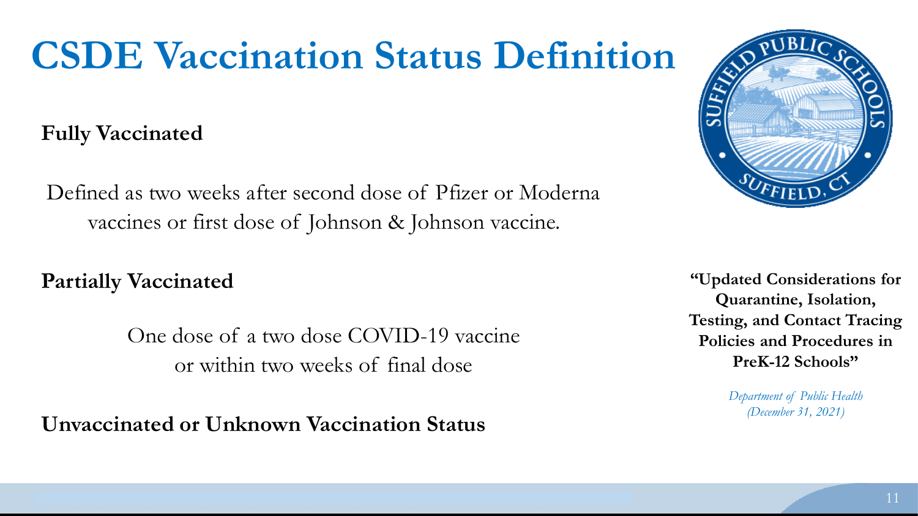# CSDE Vaccination Status Definition

**Fully Vaccinated**

Defined as two weeks after second dose of Pfizer or Moderna vaccines or first dose of Johnson & Johnson vaccine.

**Partially Vaccinated**

One dose of a two dose COVID-19 vaccine or within two weeks of final dose

**Unvaccinated or Unknown Vaccination Status**

SUFFIELD PUBLIC SCHOOLS

SUFFIELD, CT

**"Updated Considerations for Quarantine, Isolation, Testing, and Contact Tracing Policies and Procedures in PreK-12 Schools"**

*Department of Public Health (December 31, 2021)*